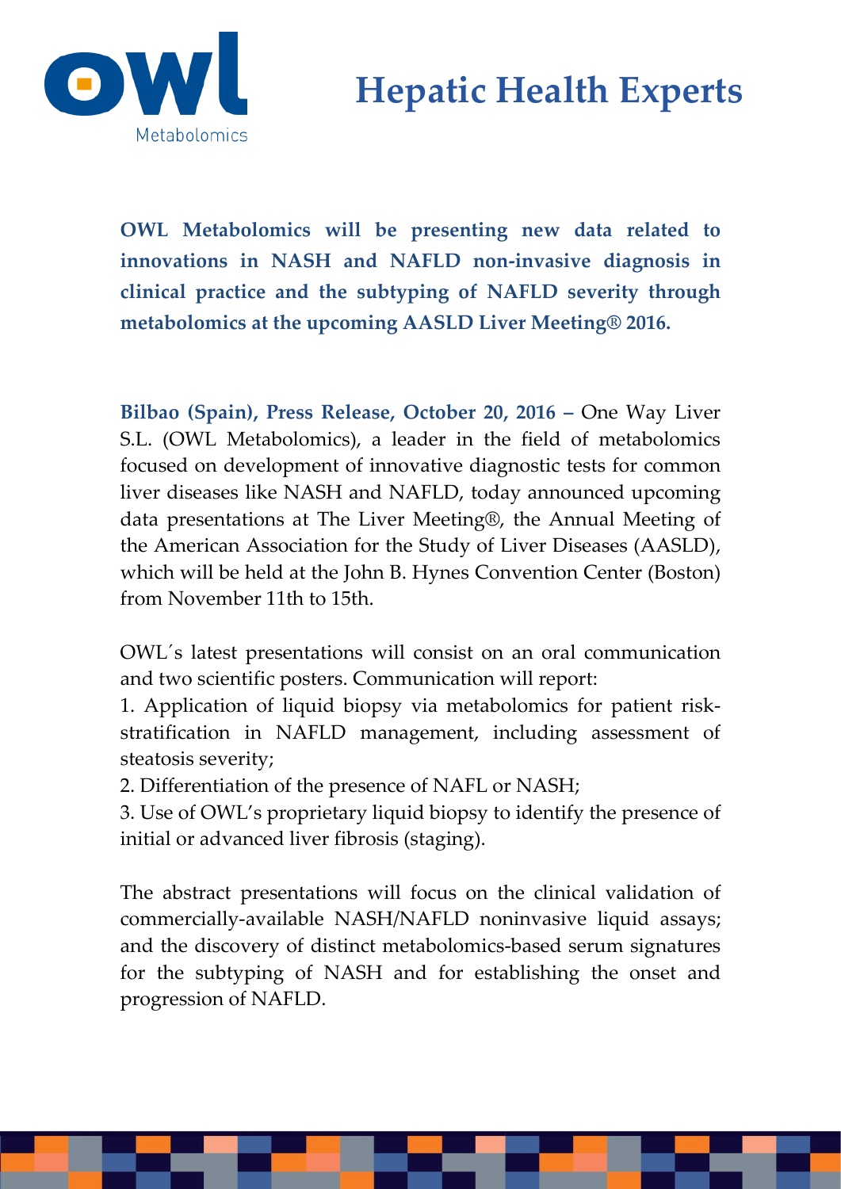owl Metabolomics

# Hepatic Health Experts

**OWL Metabolomics will be presenting new data related to innovations in NASH and NAFLD non-invasive diagnosis in clinical practice and the subtyping of NAFLD severity through metabolomics at the upcoming AASLD Liver Meeting® 2016.**

**Bilbao (Spain), Press Release, October 20, 2016 –** One Way Liver S.L. (OWL Metabolomics), a leader in the field of metabolomics focused on development of innovative diagnostic tests for common liver diseases like NASH and NAFLD, today announced upcoming data presentations at The Liver Meeting®, the Annual Meeting of the American Association for the Study of Liver Diseases (AASLD), which will be held at the John B. Hynes Convention Center (Boston) from November 11th to 15th.

OWL´s latest presentations will consist on an oral communication and two scientific posters. Communication will report:
1. Application of liquid biopsy via metabolomics for patient risk-stratification in NAFLD management, including assessment of steatosis severity;
2. Differentiation of the presence of NAFL or NASH;
3. Use of OWL's proprietary liquid biopsy to identify the presence of initial or advanced liver fibrosis (staging).

The abstract presentations will focus on the clinical validation of commercially-available NASH/NAFLD noninvasive liquid assays; and the discovery of distinct metabolomics-based serum signatures for the subtyping of NASH and for establishing the onset and progression of NAFLD.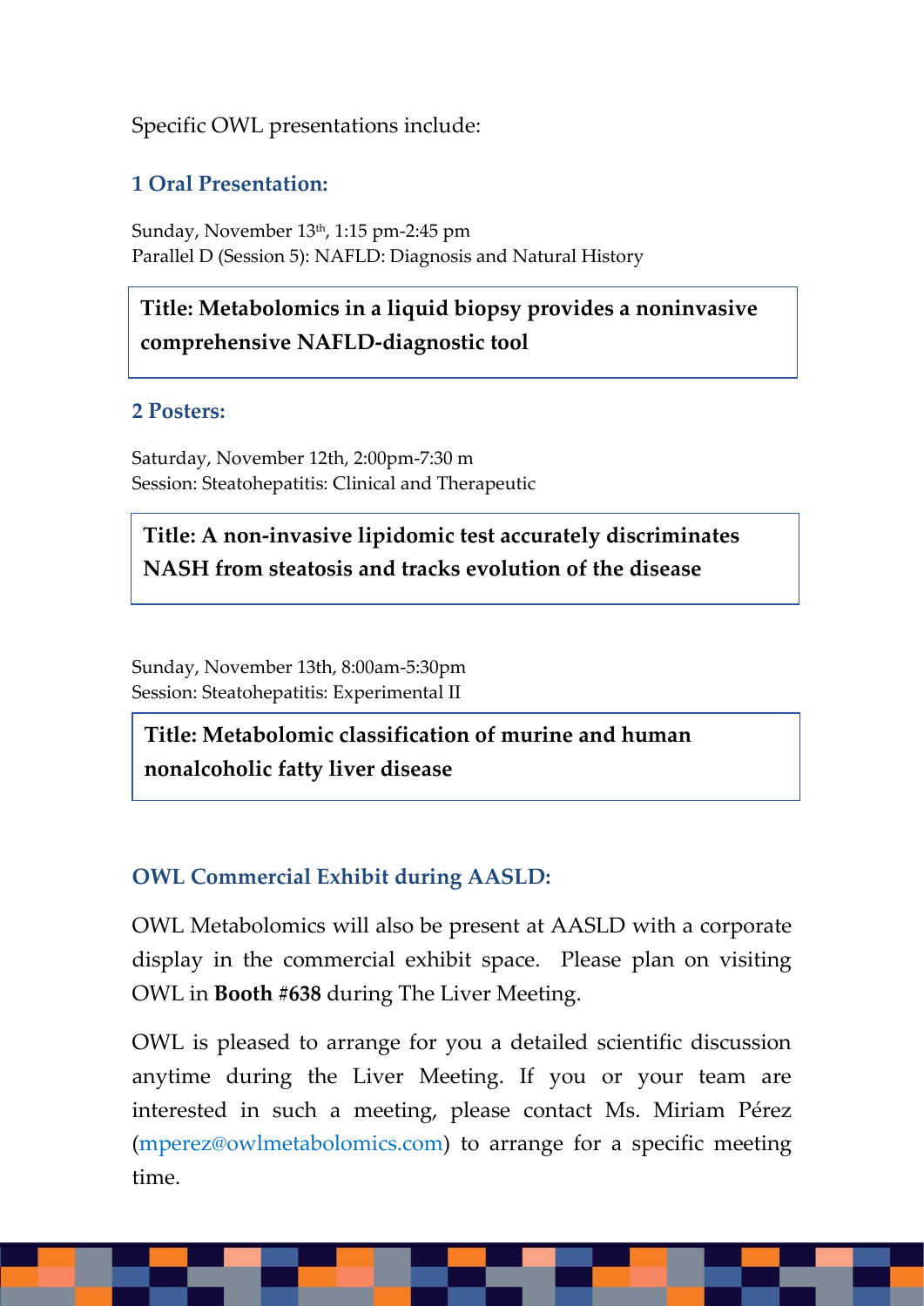Specific OWL presentations include:

### 1 Oral Presentation:

Sunday, November 13th, 1:15 pm-2:45 pm
Parallel D (Session 5): NAFLD: Diagnosis and Natural History

**Title: Metabolomics in a liquid biopsy provides a noninvasive comprehensive NAFLD-diagnostic tool**

### 2 Posters:

Saturday, November 12th, 2:00pm-7:30 m
Session: Steatohepatitis: Clinical and Therapeutic

**Title: A non-invasive lipidomic test accurately discriminates NASH from steatosis and tracks evolution of the disease**

Sunday, November 13th, 8:00am-5:30pm
Session: Steatohepatitis: Experimental II

**Title: Metabolomic classification of murine and human nonalcoholic fatty liver disease**

### OWL Commercial Exhibit during AASLD:

OWL Metabolomics will also be present at AASLD with a corporate display in the commercial exhibit space. Please plan on visiting OWL in **Booth #638** during The Liver Meeting.

OWL is pleased to arrange for you a detailed scientific discussion anytime during the Liver Meeting. If you or your team are interested in such a meeting, please contact Ms. Miriam Pérez (mperez@owlmetabolomics.com) to arrange for a specific meeting time.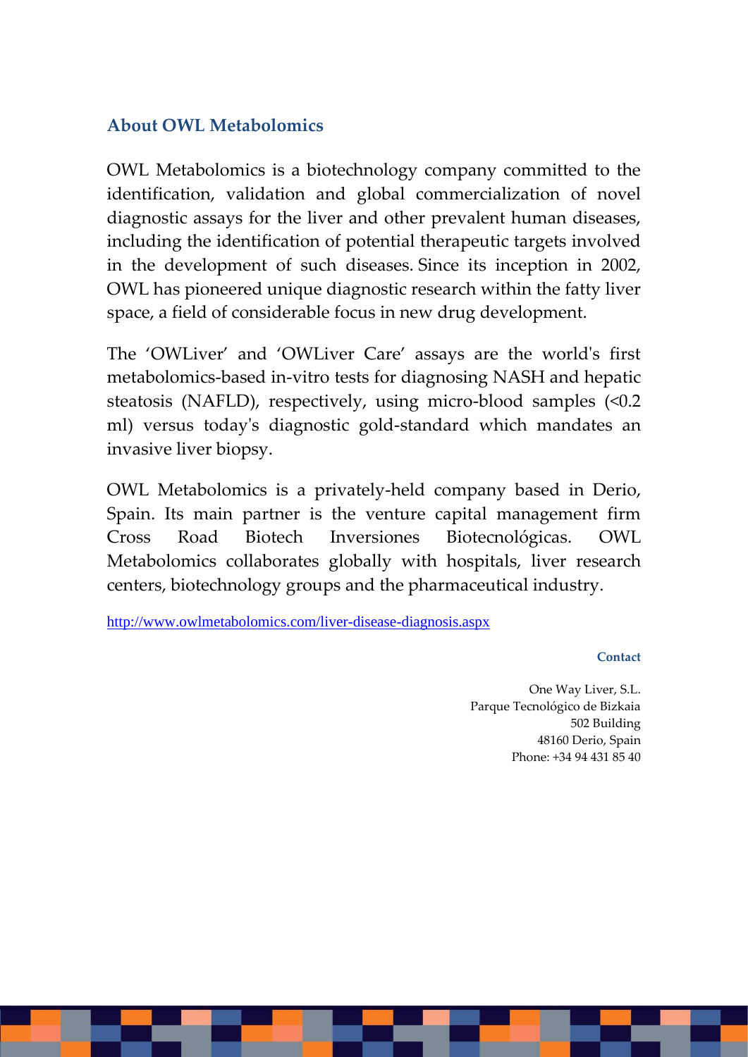## About OWL Metabolomics

OWL Metabolomics is a biotechnology company committed to the identification, validation and global commercialization of novel diagnostic assays for the liver and other prevalent human diseases, including the identification of potential therapeutic targets involved in the development of such diseases. Since its inception in 2002, OWL has pioneered unique diagnostic research within the fatty liver space, a field of considerable focus in new drug development.

The 'OWLiver' and 'OWLiver Care' assays are the world's first metabolomics-based in-vitro tests for diagnosing NASH and hepatic steatosis (NAFLD), respectively, using micro-blood samples (<0.2 ml) versus today's diagnostic gold-standard which mandates an invasive liver biopsy.

OWL Metabolomics is a privately-held company based in Derio, Spain. Its main partner is the venture capital management firm Cross Road Biotech Inversiones Biotecnológicas. OWL Metabolomics collaborates globally with hospitals, liver research centers, biotechnology groups and the pharmaceutical industry.

http://www.owlmetabolomics.com/liver-disease-diagnosis.aspx

**Contact**

One Way Liver, S.L.
Parque Tecnológico de Bizkaia
502 Building
48160 Derio, Spain
Phone: +34 94 431 85 40